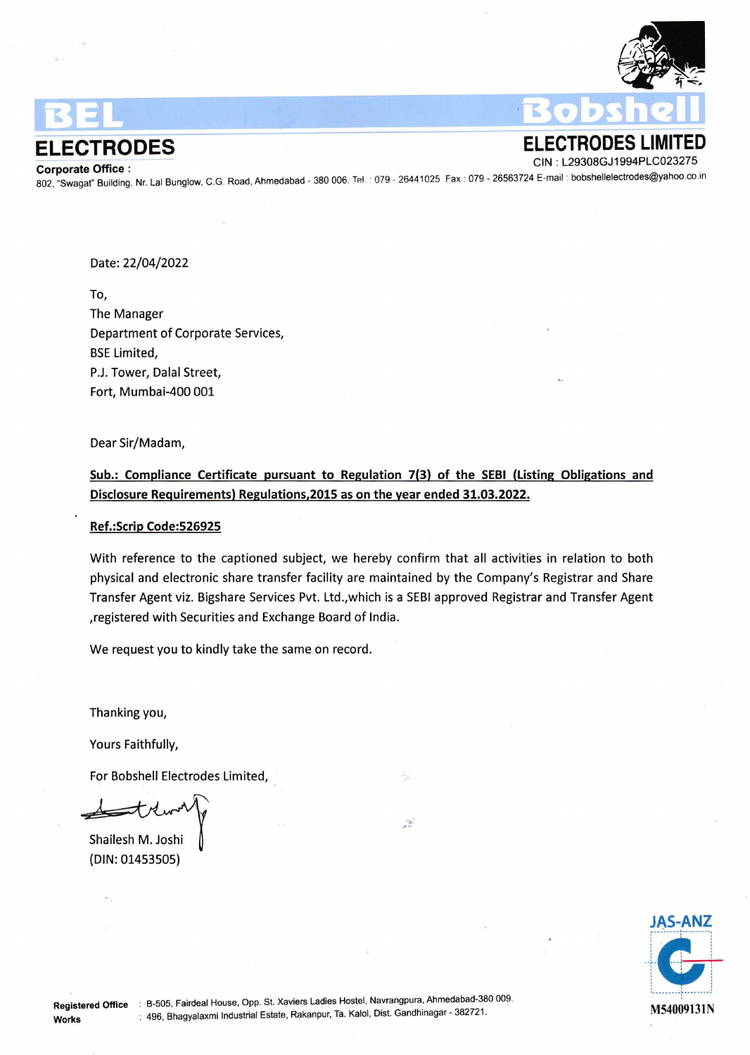**BEL ELECTRODES**

**Bobshell ELECTRODES LIMITED**

CIN : L29308GJ1994PLC023275

**Corporate Office :**
802, "Swagat" Building, Nr. Lal Bunglow, C.G. Road, Ahmedabad - 380 006. Tel. : 079 - 26441025 Fax : 079 - 26563724 E-mail : bobshellelectrodes@yahoo.co.in

Date: 22/04/2022

To,
The Manager
Department of Corporate Services,
BSE Limited,
P.J. Tower, Dalal Street,
Fort, Mumbai-400 001

Dear Sir/Madam,

**Sub.: Compliance Certificate pursuant to Regulation 7(3) of the SEBI (Listing Obligations and Disclosure Requirements) Regulations,2015 as on the year ended 31.03.2022.**

**Ref.:Scrip Code:526925**

With reference to the captioned subject, we hereby confirm that all activities in relation to both physical and electronic share transfer facility are maintained by the Company's Registrar and Share Transfer Agent viz. Bigshare Services Pvt. Ltd.,which is a SEBI approved Registrar and Transfer Agent ,registered with Securities and Exchange Board of India.

We request you to kindly take the same on record.

Thanking you,

Yours Faithfully,

For Bobshell Electrodes Limited,

Shailesh M. Joshi
(DIN: 01453505)

**Registered Office** : B-505, Fairdeal House, Opp. St. Xaviers Ladies Hostel, Navrangpura, Ahmedabad-380 009.
**Works** : 496, Bhagyalaxmi Industrial Estate, Rakanpur, Ta. Kalol, Dist. Gandhinagar - 382721.

JAS-ANZ
M54009131N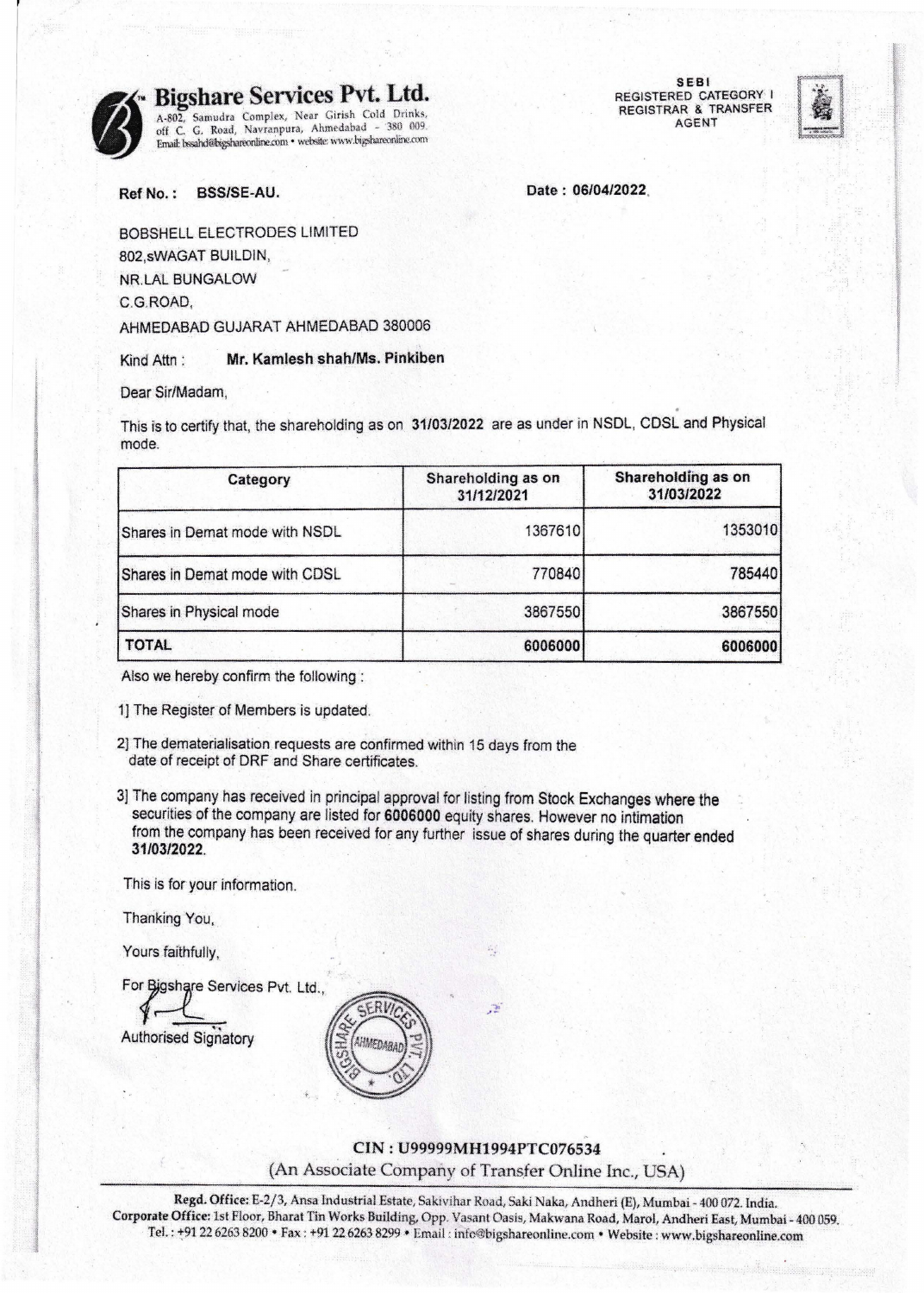# Bigshare Services Pvt. Ltd.

A-802, Samudra Complex, Near Girish Cold Drinks, off C. G. Road, Navranpura, Ahmedabad - 380 009.
Email: bssahd@bigshareonline.com • website: www.bigshareonline.com

SEBI
REGISTERED CATEGORY I
REGISTRAR & TRANSFER
AGENT

**Ref No. : BSS/SE-AU.**

**Date : 06/04/2022**

BOBSHELL ELECTRODES LIMITED
802,sWAGAT BUILDIN,
NR.LAL BUNGALOW
C.G.ROAD,
AHMEDABAD GUJARAT AHMEDABAD 380006

Kind Attn : **Mr. Kamlesh shah/Ms. Pinkiben**

Dear Sir/Madam,

This is to certify that, the shareholding as on **31/03/2022** are as under in NSDL, CDSL and Physical mode.

| Category | Shareholding as on 31/12/2021 | Shareholding as on 31/03/2022 |
|---|---|---|
| Shares in Demat mode with NSDL | 1367610 | 1353010 |
| Shares in Demat mode with CDSL | 770840 | 785440 |
| Shares in Physical mode | 3867550 | 3867550 |
| **TOTAL** | **6006000** | **6006000** |

Also we hereby confirm the following :

1] The Register of Members is updated.

2] The dematerialisation requests are confirmed within 15 days from the date of receipt of DRF and Share certificates.

3] The company has received in principal approval for listing from Stock Exchanges where the securities of the company are listed for **6006000** equity shares. However no intimation from the company has been received for any further issue of shares during the quarter ended **31/03/2022**.

This is for your information.

Thanking You,

Yours faithfully,

For Bigshare Services Pvt. Ltd.,

Authorised Signatory

**CIN : U99999MH1994PTC076534**

(An Associate Company of Transfer Online Inc., USA)

**Regd. Office:** E-2/3, Ansa Industrial Estate, Sakivihar Road, Saki Naka, Andheri (E), Mumbai - 400 072. India.
**Corporate Office:** 1st Floor, Bharat Tin Works Building, Opp. Vasant Oasis, Makwana Road, Marol, Andheri East, Mumbai - 400 059.
Tel.: +91 22 6263 8200 • Fax : +91 22 6263 8299 • Email : info@bigshareonline.com • Website : www.bigshareonline.com